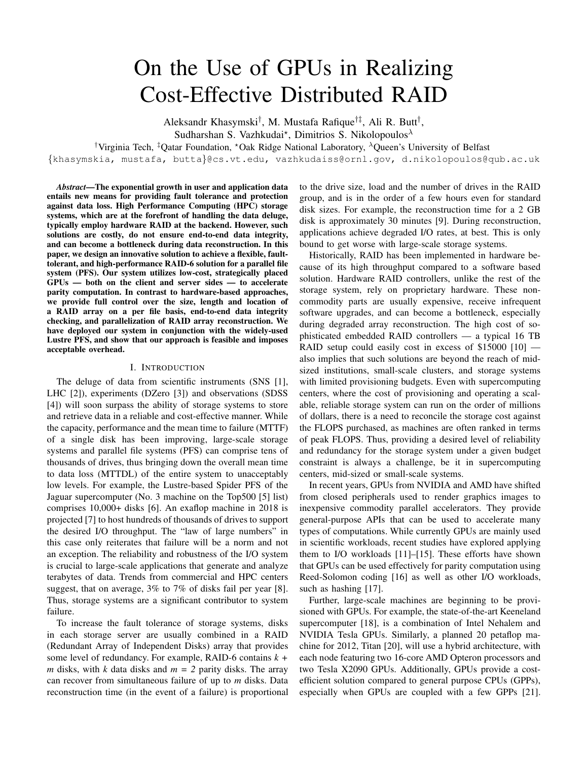# On the Use of GPUs in Realizing Cost-Effective Distributed RAID

Aleksandr Khasymski[†], M. Mustafa Rafique[†‡], Ali R. Butt[†],
Sudharshan S. Vazhkudai[⋆], Dimitrios S. Nikolopoulos[λ]

[†]Virginia Tech, [‡]Qatar Foundation, [⋆]Oak Ridge National Laboratory, [λ]Queen's University of Belfast

{khasymskia, mustafa, butta}@cs.vt.edu, vazhkudaiss@ornl.gov, d.nikolopoulos@qub.ac.uk

***Abstract*—The exponential growth in user and application data entails new means for providing fault tolerance and protection against data loss. High Performance Computing (HPC) storage systems, which are at the forefront of handling the data deluge, typically employ hardware RAID at the backend. However, such solutions are costly, do not ensure end-to-end data integrity, and can become a bottleneck during data reconstruction. In this paper, we design an innovative solution to achieve a flexible, fault-tolerant, and high-performance RAID-6 solution for a parallel file system (PFS). Our system utilizes low-cost, strategically placed GPUs — both on the client and server sides — to accelerate parity computation. In contrast to hardware-based approaches, we provide full control over the size, length and location of a RAID array on a per file basis, end-to-end data integrity checking, and parallelization of RAID array reconstruction. We have deployed our system in conjunction with the widely-used Lustre PFS, and show that our approach is feasible and imposes acceptable overhead.**

## I. Introduction

The deluge of data from scientific instruments (SNS [1], LHC [2]), experiments (DZero [3]) and observations (SDSS [4]) will soon surpass the ability of storage systems to store and retrieve data in a reliable and cost-effective manner. While the capacity, performance and the mean time to failure (MTTF) of a single disk has been improving, large-scale storage systems and parallel file systems (PFS) can comprise tens of thousands of drives, thus bringing down the overall mean time to data loss (MTTDL) of the entire system to unacceptably low levels. For example, the Lustre-based Spider PFS of the Jaguar supercomputer (No. 3 machine on the Top500 [5] list) comprises 10,000+ disks [6]. An exaflop machine in 2018 is projected [7] to host hundreds of thousands of drives to support the desired I/O throughput. The "law of large numbers" in this case only reiterates that failure will be a norm and not an exception. The reliability and robustness of the I/O system is crucial to large-scale applications that generate and analyze terabytes of data. Trends from commercial and HPC centers suggest, that on average, 3% to 7% of disks fail per year [8]. Thus, storage systems are a significant contributor to system failure.

To increase the fault tolerance of storage systems, disks in each storage server are usually combined in a RAID (Redundant Array of Independent Disks) array that provides some level of redundancy. For example, RAID-6 contains $k$ + $m$ disks, with $k$ data disks and $m = 2$ parity disks. The array can recover from simultaneous failure of up to $m$ disks. Data reconstruction time (in the event of a failure) is proportional to the drive size, load and the number of drives in the RAID group, and is in the order of a few hours even for standard disk sizes. For example, the reconstruction time for a 2 GB disk is approximately 30 minutes [9]. During reconstruction, applications achieve degraded I/O rates, at best. This is only bound to get worse with large-scale storage systems.

Historically, RAID has been implemented in hardware because of its high throughput compared to a software based solution. Hardware RAID controllers, unlike the rest of the storage system, rely on proprietary hardware. These non-commodity parts are usually expensive, receive infrequent software upgrades, and can become a bottleneck, especially during degraded array reconstruction. The high cost of sophisticated embedded RAID controllers — a typical 16 TB RAID setup could easily cost in excess of $15000 [10] — also implies that such solutions are beyond the reach of mid-sized institutions, small-scale clusters, and storage systems with limited provisioning budgets. Even with supercomputing centers, where the cost of provisioning and operating a scalable, reliable storage system can run on the order of millions of dollars, there is a need to reconcile the storage cost against the FLOPS purchased, as machines are often ranked in terms of peak FLOPS. Thus, providing a desired level of reliability and redundancy for the storage system under a given budget constraint is always a challenge, be it in supercomputing centers, mid-sized or small-scale systems.

In recent years, GPUs from NVIDIA and AMD have shifted from closed peripherals used to render graphics images to inexpensive commodity parallel accelerators. They provide general-purpose APIs that can be used to accelerate many types of computations. While currently GPUs are mainly used in scientific workloads, recent studies have explored applying them to I/O workloads [11]–[15]. These efforts have shown that GPUs can be used effectively for parity computation using Reed-Solomon coding [16] as well as other I/O workloads, such as hashing [17].

Further, large-scale machines are beginning to be provisioned with GPUs. For example, the state-of-the-art Keeneland supercomputer [18], is a combination of Intel Nehalem and NVIDIA Tesla GPUs. Similarly, a planned 20 petaflop machine for 2012, Titan [20], will use a hybrid architecture, with each node featuring two 16-core AMD Opteron processors and two Tesla X2090 GPUs. Additionally, GPUs provide a cost-efficient solution compared to general purpose CPUs (GPPs), especially when GPUs are coupled with a few GPPs [21].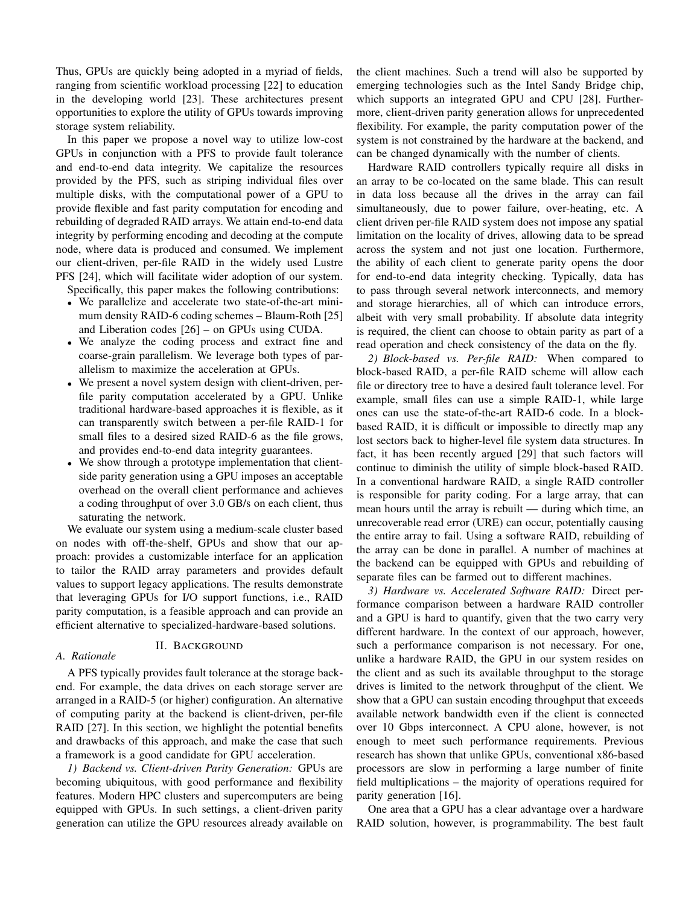Thus, GPUs are quickly being adopted in a myriad of fields, ranging from scientific workload processing [22] to education in the developing world [23]. These architectures present opportunities to explore the utility of GPUs towards improving storage system reliability.

In this paper we propose a novel way to utilize low-cost GPUs in conjunction with a PFS to provide fault tolerance and end-to-end data integrity. We capitalize the resources provided by the PFS, such as striping individual files over multiple disks, with the computational power of a GPU to provide flexible and fast parity computation for encoding and rebuilding of degraded RAID arrays. We attain end-to-end data integrity by performing encoding and decoding at the compute node, where data is produced and consumed. We implement our client-driven, per-file RAID in the widely used Lustre PFS [24], which will facilitate wider adoption of our system.

Specifically, this paper makes the following contributions:

- We parallelize and accelerate two state-of-the-art minimum density RAID-6 coding schemes – Blaum-Roth [25] and Liberation codes [26] – on GPUs using CUDA.
- We analyze the coding process and extract fine and coarse-grain parallelism. We leverage both types of parallelism to maximize the acceleration at GPUs.
- We present a novel system design with client-driven, per-file parity computation accelerated by a GPU. Unlike traditional hardware-based approaches it is flexible, as it can transparently switch between a per-file RAID-1 for small files to a desired sized RAID-6 as the file grows, and provides end-to-end data integrity guarantees.
- We show through a prototype implementation that client-side parity generation using a GPU imposes an acceptable overhead on the overall client performance and achieves a coding throughput of over 3.0 GB/s on each client, thus saturating the network.

We evaluate our system using a medium-scale cluster based on nodes with off-the-shelf, GPUs and show that our approach: provides a customizable interface for an application to tailor the RAID array parameters and provides default values to support legacy applications. The results demonstrate that leveraging GPUs for I/O support functions, i.e., RAID parity computation, is a feasible approach and can provide an efficient alternative to specialized-hardware-based solutions.

## II. Background

### A. Rationale

A PFS typically provides fault tolerance at the storage backend. For example, the data drives on each storage server are arranged in a RAID-5 (or higher) configuration. An alternative of computing parity at the backend is client-driven, per-file RAID [27]. In this section, we highlight the potential benefits and drawbacks of this approach, and make the case that such a framework is a good candidate for GPU acceleration.

*1) Backend vs. Client-driven Parity Generation:* GPUs are becoming ubiquitous, with good performance and flexibility features. Modern HPC clusters and supercomputers are being equipped with GPUs. In such settings, a client-driven parity generation can utilize the GPU resources already available on the client machines. Such a trend will also be supported by emerging technologies such as the Intel Sandy Bridge chip, which supports an integrated GPU and CPU [28]. Furthermore, client-driven parity generation allows for unprecedented flexibility. For example, the parity computation power of the system is not constrained by the hardware at the backend, and can be changed dynamically with the number of clients.

Hardware RAID controllers typically require all disks in an array to be co-located on the same blade. This can result in data loss because all the drives in the array can fail simultaneously, due to power failure, over-heating, etc. A client driven per-file RAID system does not impose any spatial limitation on the locality of drives, allowing data to be spread across the system and not just one location. Furthermore, the ability of each client to generate parity opens the door for end-to-end data integrity checking. Typically, data has to pass through several network interconnects, and memory and storage hierarchies, all of which can introduce errors, albeit with very small probability. If absolute data integrity is required, the client can choose to obtain parity as part of a read operation and check consistency of the data on the fly.

*2) Block-based vs. Per-file RAID:* When compared to block-based RAID, a per-file RAID scheme will allow each file or directory tree to have a desired fault tolerance level. For example, small files can use a simple RAID-1, while large ones can use the state-of-the-art RAID-6 code. In a block-based RAID, it is difficult or impossible to directly map any lost sectors back to higher-level file system data structures. In fact, it has been recently argued [29] that such factors will continue to diminish the utility of simple block-based RAID. In a conventional hardware RAID, a single RAID controller is responsible for parity coding. For a large array, that can mean hours until the array is rebuilt — during which time, an unrecoverable read error (URE) can occur, potentially causing the entire array to fail. Using a software RAID, rebuilding of the array can be done in parallel. A number of machines at the backend can be equipped with GPUs and rebuilding of separate files can be farmed out to different machines.

*3) Hardware vs. Accelerated Software RAID:* Direct performance comparison between a hardware RAID controller and a GPU is hard to quantify, given that the two carry very different hardware. In the context of our approach, however, such a performance comparison is not necessary. For one, unlike a hardware RAID, the GPU in our system resides on the client and as such its available throughput to the storage drives is limited to the network throughput of the client. We show that a GPU can sustain encoding throughput that exceeds available network bandwidth even if the client is connected over 10 Gbps interconnect. A CPU alone, however, is not enough to meet such performance requirements. Previous research has shown that unlike GPUs, conventional x86-based processors are slow in performing a large number of finite field multiplications – the majority of operations required for parity generation [16].

One area that a GPU has a clear advantage over a hardware RAID solution, however, is programmability. The best fault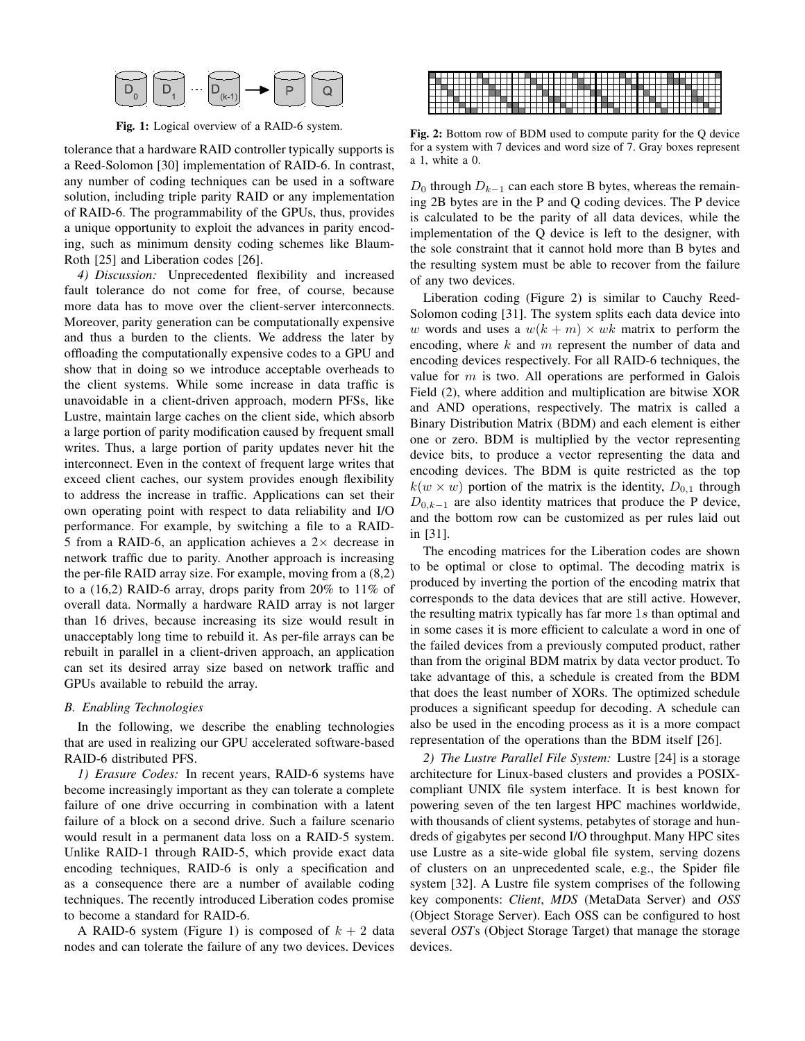Fig. 1: Logical overview of a RAID-6 system.

tolerance that a hardware RAID controller typically supports is a Reed-Solomon [30] implementation of RAID-6. In contrast, any number of coding techniques can be used in a software solution, including triple parity RAID or any implementation of RAID-6. The programmability of the GPUs, thus, provides a unique opportunity to exploit the advances in parity encoding, such as minimum density coding schemes like Blaum-Roth [25] and Liberation codes [26].

*4) Discussion:* Unprecedented flexibility and increased fault tolerance do not come for free, of course, because more data has to move over the client-server interconnects. Moreover, parity generation can be computationally expensive and thus a burden to the clients. We address the later by offloading the computationally expensive codes to a GPU and show that in doing so we introduce acceptable overheads to the client systems. While some increase in data traffic is unavoidable in a client-driven approach, modern PFSs, like Lustre, maintain large caches on the client side, which absorb a large portion of parity modification caused by frequent small writes. Thus, a large portion of parity updates never hit the interconnect. Even in the context of frequent large writes that exceed client caches, our system provides enough flexibility to address the increase in traffic. Applications can set their own operating point with respect to data reliability and I/O performance. For example, by switching a file to a RAID-5 from a RAID-6, an application achieves a 2× decrease in network traffic due to parity. Another approach is increasing the per-file RAID array size. For example, moving from a (8,2) to a (16,2) RAID-6 array, drops parity from 20% to 11% of overall data. Normally a hardware RAID array is not larger than 16 drives, because increasing its size would result in unacceptably long time to rebuild it. As per-file arrays can be rebuilt in parallel in a client-driven approach, an application can set its desired array size based on network traffic and GPUs available to rebuild the array.

### B. Enabling Technologies

In the following, we describe the enabling technologies that are used in realizing our GPU accelerated software-based RAID-6 distributed PFS.

*1) Erasure Codes:* In recent years, RAID-6 systems have become increasingly important as they can tolerate a complete failure of one drive occurring in combination with a latent failure of a block on a second drive. Such a failure scenario would result in a permanent data loss on a RAID-5 system. Unlike RAID-1 through RAID-5, which provide exact data encoding techniques, RAID-6 is only a specification and as a consequence there are a number of available coding techniques. The recently introduced Liberation codes promise to become a standard for RAID-6.

A RAID-6 system (Figure 1) is composed of $k + 2$ data nodes and can tolerate the failure of any two devices. Devices $D_0$ through $D_{k-1}$ can each store B bytes, whereas the remaining 2B bytes are in the P and Q coding devices. The P device is calculated to be the parity of all data devices, while the implementation of the Q device is left to the designer, with the sole constraint that it cannot hold more than B bytes and the resulting system must be able to recover from the failure of any two devices.

Fig. 2: Bottom row of BDM used to compute parity for the Q device for a system with 7 devices and word size of 7. Gray boxes represent a 1, white a 0.

Liberation coding (Figure 2) is similar to Cauchy Reed-Solomon coding [31]. The system splits each data device into $w$ words and uses a $w(k + m) \times wk$ matrix to perform the encoding, where $k$ and $m$ represent the number of data and encoding devices respectively. For all RAID-6 techniques, the value for $m$ is two. All operations are performed in Galois Field (2), where addition and multiplication are bitwise XOR and AND operations, respectively. The matrix is called a Binary Distribution Matrix (BDM) and each element is either one or zero. BDM is multiplied by the vector representing device bits, to produce a vector representing the data and encoding devices. The BDM is quite restricted as the top $k(w \times w)$ portion of the matrix is the identity, $D_{0,1}$ through $D_{0,k-1}$ are also identity matrices that produce the P device, and the bottom row can be customized as per rules laid out in [31].

The encoding matrices for the Liberation codes are shown to be optimal or close to optimal. The decoding matrix is produced by inverting the portion of the encoding matrix that corresponds to the data devices that are still active. However, the resulting matrix typically has far more $1s$ than optimal and in some cases it is more efficient to calculate a word in one of the failed devices from a previously computed product, rather than from the original BDM matrix by data vector product. To take advantage of this, a schedule is created from the BDM that does the least number of XORs. The optimized schedule produces a significant speedup for decoding. A schedule can also be used in the encoding process as it is a more compact representation of the operations than the BDM itself [26].

*2) The Lustre Parallel File System:* Lustre [24] is a storage architecture for Linux-based clusters and provides a POSIX-compliant UNIX file system interface. It is best known for powering seven of the ten largest HPC machines worldwide, with thousands of client systems, petabytes of storage and hundreds of gigabytes per second I/O throughput. Many HPC sites use Lustre as a site-wide global file system, serving dozens of clusters on an unprecedented scale, e.g., the Spider file system [32]. A Lustre file system comprises of the following key components: *Client*, *MDS* (MetaData Server) and *OSS* (Object Storage Server). Each OSS can be configured to host several *OST*s (Object Storage Target) that manage the storage devices.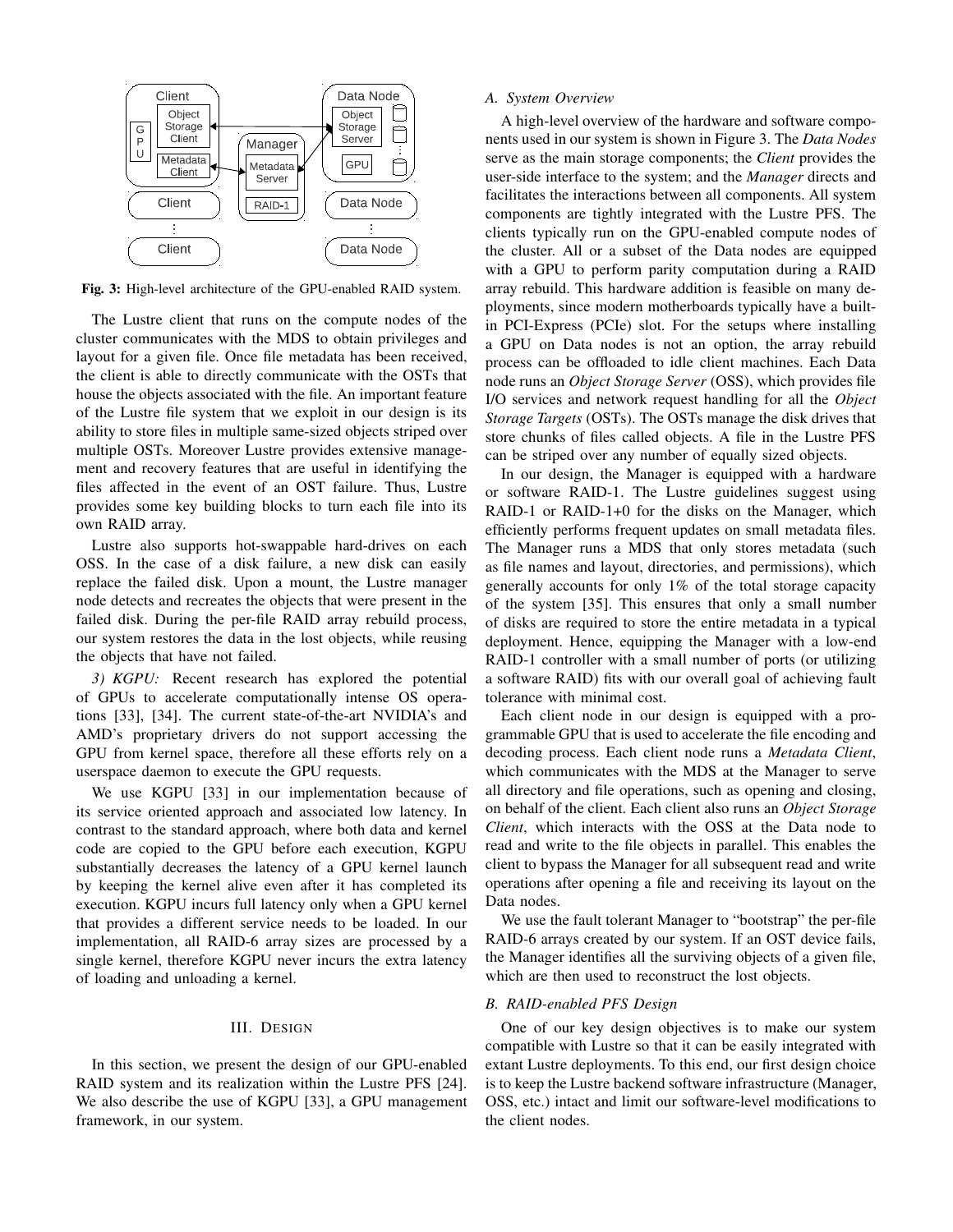Client

Object Storage Client

G P U

Metadata Client

Manager

Metadata Server

RAID-1

Data Node

Object Storage Server

GPU

Client

Client

Data Node

Data Node

**Fig. 3:** High-level architecture of the GPU-enabled RAID system.

The Lustre client that runs on the compute nodes of the cluster communicates with the MDS to obtain privileges and layout for a given file. Once file metadata has been received, the client is able to directly communicate with the OSTs that house the objects associated with the file. An important feature of the Lustre file system that we exploit in our design is its ability to store files in multiple same-sized objects striped over multiple OSTs. Moreover Lustre provides extensive management and recovery features that are useful in identifying the files affected in the event of an OST failure. Thus, Lustre provides some key building blocks to turn each file into its own RAID array.

Lustre also supports hot-swappable hard-drives on each OSS. In the case of a disk failure, a new disk can easily replace the failed disk. Upon a mount, the Lustre manager node detects and recreates the objects that were present in the failed disk. During the per-file RAID array rebuild process, our system restores the data in the lost objects, while reusing the objects that have not failed.

*3) KGPU:* Recent research has explored the potential of GPUs to accelerate computationally intense OS operations [33], [34]. The current state-of-the-art NVIDIA's and AMD's proprietary drivers do not support accessing the GPU from kernel space, therefore all these efforts rely on a userspace daemon to execute the GPU requests.

We use KGPU [33] in our implementation because of its service oriented approach and associated low latency. In contrast to the standard approach, where both data and kernel code are copied to the GPU before each execution, KGPU substantially decreases the latency of a GPU kernel launch by keeping the kernel alive even after it has completed its execution. KGPU incurs full latency only when a GPU kernel that provides a different service needs to be loaded. In our implementation, all RAID-6 array sizes are processed by a single kernel, therefore KGPU never incurs the extra latency of loading and unloading a kernel.

## III. Design

In this section, we present the design of our GPU-enabled RAID system and its realization within the Lustre PFS [24]. We also describe the use of KGPU [33], a GPU management framework, in our system.

### *A. System Overview*

A high-level overview of the hardware and software components used in our system is shown in Figure 3. The *Data Nodes* serve as the main storage components; the *Client* provides the user-side interface to the system; and the *Manager* directs and facilitates the interactions between all components. All system components are tightly integrated with the Lustre PFS. The clients typically run on the GPU-enabled compute nodes of the cluster. All or a subset of the Data nodes are equipped with a GPU to perform parity computation during a RAID array rebuild. This hardware addition is feasible on many deployments, since modern motherboards typically have a built-in PCI-Express (PCIe) slot. For the setups where installing a GPU on Data nodes is not an option, the array rebuild process can be offloaded to idle client machines. Each Data node runs an *Object Storage Server* (OSS), which provides file I/O services and network request handling for all the *Object Storage Targets* (OSTs). The OSTs manage the disk drives that store chunks of files called objects. A file in the Lustre PFS can be striped over any number of equally sized objects.

In our design, the Manager is equipped with a hardware or software RAID-1. The Lustre guidelines suggest using RAID-1 or RAID-1+0 for the disks on the Manager, which efficiently performs frequent updates on small metadata files. The Manager runs a MDS that only stores metadata (such as file names and layout, directories, and permissions), which generally accounts for only 1% of the total storage capacity of the system [35]. This ensures that only a small number of disks are required to store the entire metadata in a typical deployment. Hence, equipping the Manager with a low-end RAID-1 controller with a small number of ports (or utilizing a software RAID) fits with our overall goal of achieving fault tolerance with minimal cost.

Each client node in our design is equipped with a programmable GPU that is used to accelerate the file encoding and decoding process. Each client node runs a *Metadata Client*, which communicates with the MDS at the Manager to serve all directory and file operations, such as opening and closing, on behalf of the client. Each client also runs an *Object Storage Client*, which interacts with the OSS at the Data node to read and write to the file objects in parallel. This enables the client to bypass the Manager for all subsequent read and write operations after opening a file and receiving its layout on the Data nodes.

We use the fault tolerant Manager to "bootstrap" the per-file RAID-6 arrays created by our system. If an OST device fails, the Manager identifies all the surviving objects of a given file, which are then used to reconstruct the lost objects.

### *B. RAID-enabled PFS Design*

One of our key design objectives is to make our system compatible with Lustre so that it can be easily integrated with extant Lustre deployments. To this end, our first design choice is to keep the Lustre backend software infrastructure (Manager, OSS, etc.) intact and limit our software-level modifications to the client nodes.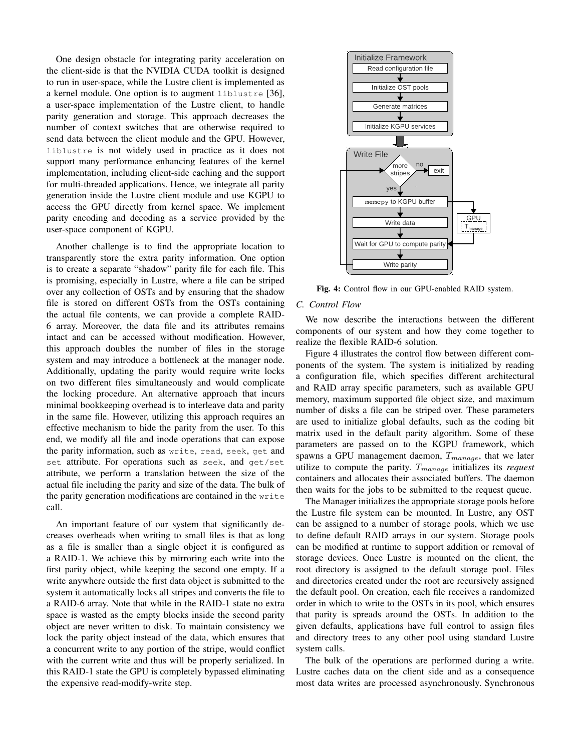One design obstacle for integrating parity acceleration on the client-side is that the NVIDIA CUDA toolkit is designed to run in user-space, while the Lustre client is implemented as a kernel module. One option is to augment `liblustre` [36], a user-space implementation of the Lustre client, to handle parity generation and storage. This approach decreases the number of context switches that are otherwise required to send data between the client module and the GPU. However, `liblustre` is not widely used in practice as it does not support many performance enhancing features of the kernel implementation, including client-side caching and the support for multi-threaded applications. Hence, we integrate all parity generation inside the Lustre client module and use KGPU to access the GPU directly from kernel space. We implement parity encoding and decoding as a service provided by the user-space component of KGPU.

Another challenge is to find the appropriate location to transparently store the extra parity information. One option is to create a separate "shadow" parity file for each file. This is promising, especially in Lustre, where a file can be striped over any collection of OSTs and by ensuring that the shadow file is stored on different OSTs from the OSTs containing the actual file contents, we can provide a complete RAID-6 array. Moreover, the data file and its attributes remains intact and can be accessed without modification. However, this approach doubles the number of files in the storage system and may introduce a bottleneck at the manager node. Additionally, updating the parity would require write locks on two different files simultaneously and would complicate the locking procedure. An alternative approach that incurs minimal bookkeeping overhead is to interleave data and parity in the same file. However, utilizing this approach requires an effective mechanism to hide the parity from the user. To this end, we modify all file and inode operations that can expose the parity information, such as `write`, `read`, `seek`, `get` and `set` attribute. For operations such as `seek`, and `get/set` attribute, we perform a translation between the size of the actual file including the parity and size of the data. The bulk of the parity generation modifications are contained in the `write` call.

An important feature of our system that significantly decreases overheads when writing to small files is that as long as a file is smaller than a single object it is configured as a RAID-1. We achieve this by mirroring each write into the first parity object, while keeping the second one empty. If a write anywhere outside the first data object is submitted to the system it automatically locks all stripes and converts the file to a RAID-6 array. Note that while in the RAID-1 state no extra space is wasted as the empty blocks inside the second parity object are never written to disk. To maintain consistency we lock the parity object instead of the data, which ensures that a concurrent write to any portion of the stripe, would conflict with the current write and thus will be properly serialized. In this RAID-1 state the GPU is completely bypassed eliminating the expensive read-modify-write step.

Initialize Framework
Read configuration file
Initialize OST pools
Generate matrices
Initialize KGPU services
Write File
more stripes
no
exit
yes
memcpy to KGPU buffer
Write data
GPU
$T_{manage}$
Wait for GPU to compute parity
Write parity

**Fig. 4:** Control flow in our GPU-enabled RAID system.

### C. Control Flow

We now describe the interactions between the different components of our system and how they come together to realize the flexible RAID-6 solution.

Figure 4 illustrates the control flow between different components of the system. The system is initialized by reading a configuration file, which specifies different architectural and RAID array specific parameters, such as available GPU memory, maximum supported file object size, and maximum number of disks a file can be striped over. These parameters are used to initialize global defaults, such as the coding bit matrix used in the default parity algorithm. Some of these parameters are passed on to the KGPU framework, which spawns a GPU management daemon, $T_{manage}$, that we later utilize to compute the parity. $T_{manage}$ initializes its *request* containers and allocates their associated buffers. The daemon then waits for the jobs to be submitted to the request queue.

The Manager initializes the appropriate storage pools before the Lustre file system can be mounted. In Lustre, any OST can be assigned to a number of storage pools, which we use to define default RAID arrays in our system. Storage pools can be modified at runtime to support addition or removal of storage devices. Once Lustre is mounted on the client, the root directory is assigned to the default storage pool. Files and directories created under the root are recursively assigned the default pool. On creation, each file receives a randomized order in which to write to the OSTs in its pool, which ensures that parity is spreads around the OSTs. In addition to the given defaults, applications have full control to assign files and directory trees to any other pool using standard Lustre system calls.

The bulk of the operations are performed during a write. Lustre caches data on the client side and as a consequence most data writes are processed asynchronously. Synchronous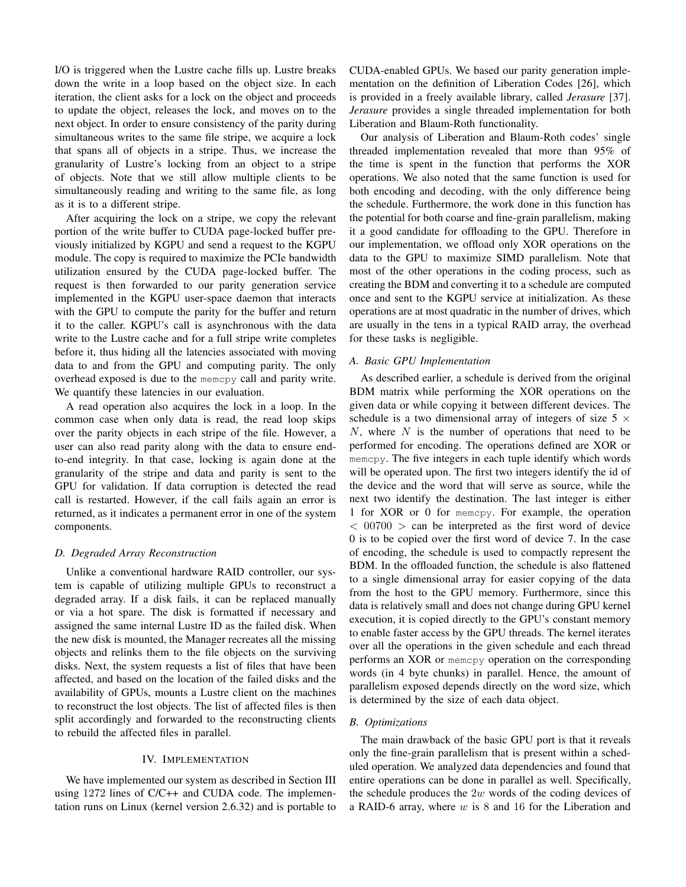I/O is triggered when the Lustre cache fills up. Lustre breaks down the write in a loop based on the object size. In each iteration, the client asks for a lock on the object and proceeds to update the object, releases the lock, and moves on to the next object. In order to ensure consistency of the parity during simultaneous writes to the same file stripe, we acquire a lock that spans all of objects in a stripe. Thus, we increase the granularity of Lustre's locking from an object to a stripe of objects. Note that we still allow multiple clients to be simultaneously reading and writing to the same file, as long as it is to a different stripe.

After acquiring the lock on a stripe, we copy the relevant portion of the write buffer to CUDA page-locked buffer previously initialized by KGPU and send a request to the KGPU module. The copy is required to maximize the PCIe bandwidth utilization ensured by the CUDA page-locked buffer. The request is then forwarded to our parity generation service implemented in the KGPU user-space daemon that interacts with the GPU to compute the parity for the buffer and return it to the caller. KGPU's call is asynchronous with the data write to the Lustre cache and for a full stripe write completes before it, thus hiding all the latencies associated with moving data to and from the GPU and computing parity. The only overhead exposed is due to the `memcpy` call and parity write. We quantify these latencies in our evaluation.

A read operation also acquires the lock in a loop. In the common case when only data is read, the read loop skips over the parity objects in each stripe of the file. However, a user can also read parity along with the data to ensure end-to-end integrity. In that case, locking is again done at the granularity of the stripe and data and parity is sent to the GPU for validation. If data corruption is detected the read call is restarted. However, if the call fails again an error is returned, as it indicates a permanent error in one of the system components.

### D. Degraded Array Reconstruction

Unlike a conventional hardware RAID controller, our system is capable of utilizing multiple GPUs to reconstruct a degraded array. If a disk fails, it can be replaced manually or via a hot spare. The disk is formatted if necessary and assigned the same internal Lustre ID as the failed disk. When the new disk is mounted, the Manager recreates all the missing objects and relinks them to the file objects on the surviving disks. Next, the system requests a list of files that have been affected, and based on the location of the failed disks and the availability of GPUs, mounts a Lustre client on the machines to reconstruct the lost objects. The list of affected files is then split accordingly and forwarded to the reconstructing clients to rebuild the affected files in parallel.

## IV. Implementation

We have implemented our system as described in Section III using 1272 lines of C/C++ and CUDA code. The implementation runs on Linux (kernel version 2.6.32) and is portable to CUDA-enabled GPUs. We based our parity generation implementation on the definition of Liberation Codes [26], which is provided in a freely available library, called *Jerasure* [37]. *Jerasure* provides a single threaded implementation for both Liberation and Blaum-Roth functionality.

Our analysis of Liberation and Blaum-Roth codes' single threaded implementation revealed that more than 95% of the time is spent in the function that performs the XOR operations. We also noted that the same function is used for both encoding and decoding, with the only difference being the schedule. Furthermore, the work done in this function has the potential for both coarse and fine-grain parallelism, making it a good candidate for offloading to the GPU. Therefore in our implementation, we offload only XOR operations on the data to the GPU to maximize SIMD parallelism. Note that most of the other operations in the coding process, such as creating the BDM and converting it to a schedule are computed once and sent to the KGPU service at initialization. As these operations are at most quadratic in the number of drives, which are usually in the tens in a typical RAID array, the overhead for these tasks is negligible.

### A. Basic GPU Implementation

As described earlier, a schedule is derived from the original BDM matrix while performing the XOR operations on the given data or while copying it between different devices. The schedule is a two dimensional array of integers of size $5 \times N$, where $N$ is the number of operations that need to be performed for encoding. The operations defined are XOR or `memcpy`. The five integers in each tuple identify which words will be operated upon. The first two integers identify the id of the device and the word that will serve as source, while the next two identify the destination. The last integer is either 1 for XOR or 0 for `memcpy`. For example, the operation $< 00700 >$ can be interpreted as the first word of device 0 is to be copied over the first word of device 7. In the case of encoding, the schedule is used to compactly represent the BDM. In the offloaded function, the schedule is also flattened to a single dimensional array for easier copying of the data from the host to the GPU memory. Furthermore, since this data is relatively small and does not change during GPU kernel execution, it is copied directly to the GPU's constant memory to enable faster access by the GPU threads. The kernel iterates over all the operations in the given schedule and each thread performs an XOR or `memcpy` operation on the corresponding words (in 4 byte chunks) in parallel. Hence, the amount of parallelism exposed depends directly on the word size, which is determined by the size of each data object.

### B. Optimizations

The main drawback of the basic GPU port is that it reveals only the fine-grain parallelism that is present within a scheduled operation. We analyzed data dependencies and found that entire operations can be done in parallel as well. Specifically, the schedule produces the $2w$ words of the coding devices of a RAID-6 array, where $w$ is 8 and 16 for the Liberation and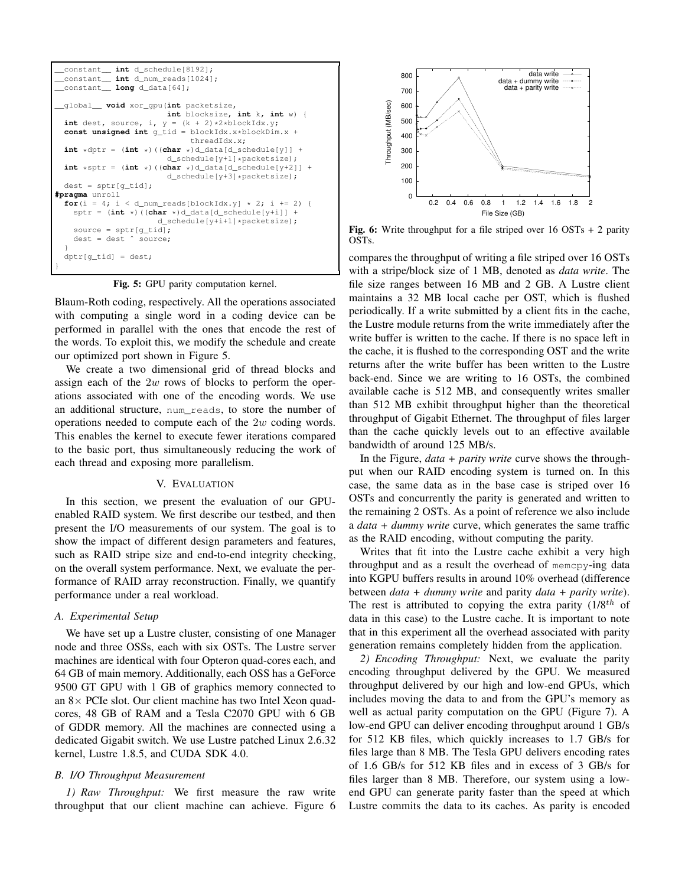```
__constant__ int d_schedule[8192];
__constant__ int d_num_reads[1024];
__constant__ long d_data[64];

__global__ void xor_gpu(int packetsize,
                        int blocksize, int k, int w) {
  int dest, source, i, y = (k + 2)*2*blockIdx.y;
  const unsigned int g_tid = blockIdx.x*blockDim.x +
                             threadIdx.x;
  int *dptr = (int *)((char *)d_data[d_schedule[y]] +
                      d_schedule[y+1]*packetsize);
  int *sptr = (int *)((char *)d_data[d_schedule[y+2]] +
                      d_schedule[y+3]*packetsize);
  dest = sptr[g_tid];
#pragma unroll
  for(i = 4; i < d_num_reads[blockIdx.y] * 2; i += 2) {
    sptr = (int *)((char *)d_data[d_schedule[y+i]] +
                   d_schedule[y+i+1]*packetsize);
    source = sptr[g_tid];
    dest = dest ^ source;
  }
  dptr[g_tid] = dest;
}
```

**Fig. 5:** GPU parity computation kernel.

Blaum-Roth coding, respectively. All the operations associated with computing a single word in a coding device can be performed in parallel with the ones that encode the rest of the words. To exploit this, we modify the schedule and create our optimized port shown in Figure 5.

We create a two dimensional grid of thread blocks and assign each of the $2w$ rows of blocks to perform the operations associated with one of the encoding words. We use an additional structure, `num_reads`, to store the number of operations needed to compute each of the $2w$ coding words. This enables the kernel to execute fewer iterations compared to the basic port, thus simultaneously reducing the work of each thread and exposing more parallelism.

## V. Evaluation

In this section, we present the evaluation of our GPU-enabled RAID system. We first describe our testbed, and then present the I/O measurements of our system. The goal is to show the impact of different design parameters and features, such as RAID stripe size and end-to-end integrity checking, on the overall system performance. Next, we evaluate the performance of RAID array reconstruction. Finally, we quantify performance under a real workload.

### A. Experimental Setup

We have set up a Lustre cluster, consisting of one Manager node and three OSSs, each with six OSTs. The Lustre server machines are identical with four Opteron quad-cores each, and 64 GB of main memory. Additionally, each OSS has a GeForce 9500 GT GPU with 1 GB of graphics memory connected to an 8× PCIe slot. Our client machine has two Intel Xeon quad-cores, 48 GB of RAM and a Tesla C2070 GPU with 6 GB of GDDR memory. All the machines are connected using a dedicated Gigabit switch. We use Lustre patched Linux 2.6.32 kernel, Lustre 1.8.5, and CUDA SDK 4.0.

### B. I/O Throughput Measurement

*1) Raw Throughput:* We first measure the raw write throughput that our client machine can achieve. Figure 6 compares the throughput of writing a file striped over 16 OSTs with a stripe/block size of 1 MB, denoted as *data write*. The file size ranges between 16 MB and 2 GB. A Lustre client maintains a 32 MB local cache per OST, which is flushed periodically. If a write submitted by a client fits in the cache, the Lustre module returns from the write immediately after the write buffer is written to the cache. If there is no space left in the cache, it is flushed to the corresponding OST and the write returns after the write buffer has been written to the Lustre back-end. Since we are writing to 16 OSTs, the combined available cache is 512 MB, and consequently writes smaller than 512 MB exhibit throughput higher than the theoretical throughput of Gigabit Ethernet. The throughput of files larger than the cache quickly levels out to an effective available bandwidth of around 125 MB/s.

**Fig. 6:** Write throughput for a file striped over 16 OSTs + 2 parity OSTs.

In the Figure, *data + parity write* curve shows the throughput when our RAID encoding system is turned on. In this case, the same data as in the base case is striped over 16 OSTs and concurrently the parity is generated and written to the remaining 2 OSTs. As a point of reference we also include a *data + dummy write* curve, which generates the same traffic as the RAID encoding, without computing the parity.

Writes that fit into the Lustre cache exhibit a very high throughput and as a result the overhead of `memcpy`-ing data into KGPU buffers results in around 10% overhead (difference between *data + dummy write* and parity *data + parity write*). The rest is attributed to copying the extra parity (1/8$^{th}$ of data in this case) to the Lustre cache. It is important to note that in this experiment all the overhead associated with parity generation remains completely hidden from the application.

*2) Encoding Throughput:* Next, we evaluate the parity encoding throughput delivered by the GPU. We measured throughput delivered by our high and low-end GPUs, which includes moving the data to and from the GPU's memory as well as actual parity computation on the GPU (Figure 7). A low-end GPU can deliver encoding throughput around 1 GB/s for 512 KB files, which quickly increases to 1.7 GB/s for files large than 8 MB. The Tesla GPU delivers encoding rates of 1.6 GB/s for 512 KB files and in excess of 3 GB/s for files larger than 8 MB. Therefore, our system using a low-end GPU can generate parity faster than the speed at which Lustre commits the data to its caches. As parity is encoded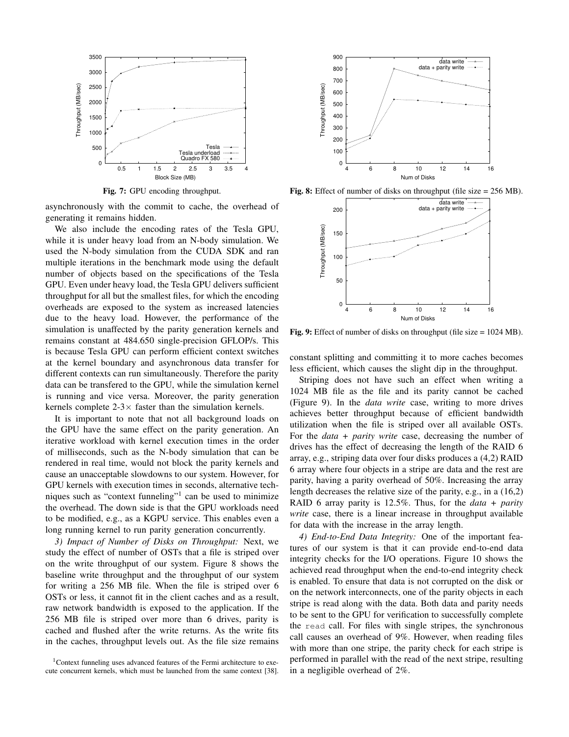3500
3000
2500
2000
1500
1000
500
0
Throughput (MB/sec)
0.5 1 1.5 2 2.5 3 3.5 4
Block Size (MB)
Tesla
Tesla underload
Quadro FX 580

**Fig. 7:** GPU encoding throughput.

900
800
700
600
500
400
300
200
100
0
Throughput (MB/sec)
4 6 8 10 12 14 16
Num of Disks
data write
data + parity write

**Fig. 8:** Effect of number of disks on throughput (file size = 256 MB).

200
150
100
50
0
Throughput (MB/sec)
4 6 8 10 12 14 16
Num of Disks
data write
data + parity write

**Fig. 9:** Effect of number of disks on throughput (file size = 1024 MB).

asynchronously with the commit to cache, the overhead of generating it remains hidden.

We also include the encoding rates of the Tesla GPU, while it is under heavy load from an N-body simulation. We used the N-body simulation from the CUDA SDK and ran multiple iterations in the benchmark mode using the default number of objects based on the specifications of the Tesla GPU. Even under heavy load, the Tesla GPU delivers sufficient throughput for all but the smallest files, for which the encoding overheads are exposed to the system as increased latencies due to the heavy load. However, the performance of the simulation is unaffected by the parity generation kernels and remains constant at 484.650 single-precision GFLOP/s. This is because Tesla GPU can perform efficient context switches at the kernel boundary and asynchronous data transfer for different contexts can run simultaneously. Therefore the parity data can be transfered to the GPU, while the simulation kernel is running and vice versa. Moreover, the parity generation kernels complete 2-3× faster than the simulation kernels.

It is important to note that not all background loads on the GPU have the same effect on the parity generation. An iterative workload with kernel execution times in the order of milliseconds, such as the N-body simulation that can be rendered in real time, would not block the parity kernels and cause an unacceptable slowdowns to our system. However, for GPU kernels with execution times in seconds, alternative techniques such as "context funneling"[1] can be used to minimize the overhead. The down side is that the GPU workloads need to be modified, e.g., as a KGPU service. This enables even a long running kernel to run parity generation concurrently.

*3) Impact of Number of Disks on Throughput:* Next, we study the effect of number of OSTs that a file is striped over on the write throughput of our system. Figure 8 shows the baseline write throughput and the throughput of our system for writing a 256 MB file. When the file is striped over 6 OSTs or less, it cannot fit in the client caches and as a result, raw network bandwidth is exposed to the application. If the 256 MB file is striped over more than 6 drives, parity is cached and flushed after the write returns. As the write fits in the caches, throughput levels out. As the file size remains constant splitting and committing it to more caches becomes less efficient, which causes the slight dip in the throughput.

Striping does not have such an effect when writing a 1024 MB file as the file and its parity cannot be cached (Figure 9). In the *data write* case, writing to more drives achieves better throughput because of efficient bandwidth utilization when the file is striped over all available OSTs. For the *data + parity write* case, decreasing the number of drives has the effect of decreasing the length of the RAID 6 array, e.g., striping data over four disks produces a (4,2) RAID 6 array where four objects in a stripe are data and the rest are parity, having a parity overhead of 50%. Increasing the array length decreases the relative size of the parity, e.g., in a (16,2) RAID 6 array parity is 12.5%. Thus, for the *data + parity write* case, there is a linear increase in throughput available for data with the increase in the array length.

*4) End-to-End Data Integrity:* One of the important features of our system is that it can provide end-to-end data integrity checks for the I/O operations. Figure 10 shows the achieved read throughput when the end-to-end integrity check is enabled. To ensure that data is not corrupted on the disk or on the network interconnects, one of the parity objects in each stripe is read along with the data. Both data and parity needs to be sent to the GPU for verification to successfully complete the `read` call. For files with single stripes, the synchronous call causes an overhead of 9%. However, when reading files with more than one stripe, the parity check for each stripe is performed in parallel with the read of the next stripe, resulting in a negligible overhead of 2%.

[1] Context funneling uses advanced features of the Fermi architecture to execute concurrent kernels, which must be launched from the same context [38].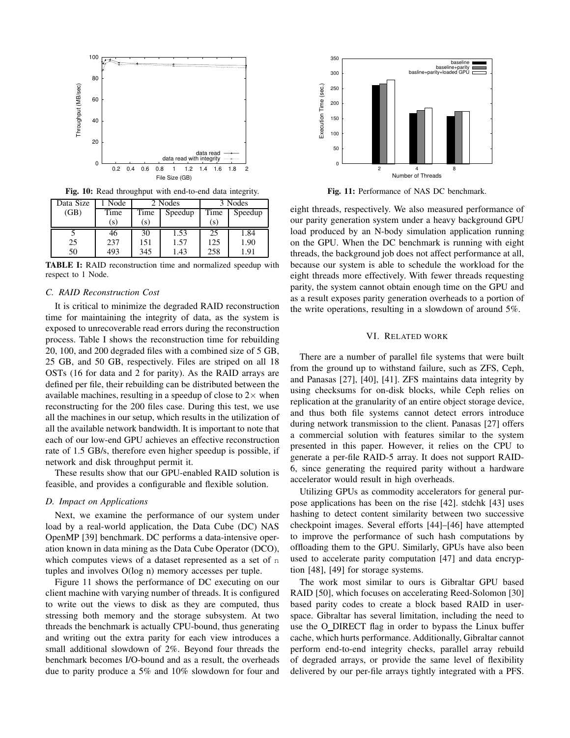100

80

60

40

20

0

Throughput (MB/sec)

0.2 0.4 0.6 0.8 1 1.2 1.4 1.6 1.8 2

File Size (GB)

data read

data read with integrity

**Fig. 10:** Read throughput with end-to-end data integrity.

| Data Size (GB) | 1 Node | 2 Nodes | | 3 Nodes | |
|---|---|---|---|---|---|
| | Time (s) | Time (s) | Speedup | Time (s) | Speedup |
| 5 | 46 | 30 | 1.53 | 25 | 1.84 |
| 25 | 237 | 151 | 1.57 | 125 | 1.90 |
| 50 | 493 | 345 | 1.43 | 258 | 1.91 |

**TABLE I:** RAID reconstruction time and normalized speedup with respect to 1 Node.

### C. RAID Reconstruction Cost

It is critical to minimize the degraded RAID reconstruction time for maintaining the integrity of data, as the system is exposed to unrecoverable read errors during the reconstruction process. Table I shows the reconstruction time for rebuilding 20, 100, and 200 degraded files with a combined size of 5 GB, 25 GB, and 50 GB, respectively. Files are striped on all 18 OSTs (16 for data and 2 for parity). As the RAID arrays are defined per file, their rebuilding can be distributed between the available machines, resulting in a speedup of close to $2\times$ when reconstructing for the 200 files case. During this test, we use all the machines in our setup, which results in the utilization of all the available network bandwidth. It is important to note that each of our low-end GPU achieves an effective reconstruction rate of 1.5 GB/s, therefore even higher speedup is possible, if network and disk throughput permit it.

These results show that our GPU-enabled RAID solution is feasible, and provides a configurable and flexible solution.

### D. Impact on Applications

Next, we examine the performance of our system under load by a real-world application, the Data Cube (DC) NAS OpenMP [39] benchmark. DC performs a data-intensive operation known in data mining as the Data Cube Operator (DCO), which computes views of a dataset represented as a set of $n$ tuples and involves O(log n) memory accesses per tuple.

Figure 11 shows the performance of DC executing on our client machine with varying number of threads. It is configured to write out the views to disk as they are computed, thus stressing both memory and the storage subsystem. At two threads the benchmark is actually CPU-bound, thus generating and writing out the extra parity for each view introduces a small additional slowdown of 2%. Beyond four threads the benchmark becomes I/O-bound and as a result, the overheads due to parity produce a 5% and 10% slowdown for four and eight threads, respectively. We also measured performance of our parity generation system under a heavy background GPU load produced by an N-body simulation application running on the GPU. When the DC benchmark is running with eight threads, the background job does not affect performance at all, because our system is able to schedule the workload for the eight threads more effectively. With fewer threads requesting parity, the system cannot obtain enough time on the GPU and as a result exposes parity generation overheads to a portion of the write operations, resulting in a slowdown of around 5%.

350

300

250

200

150

100

50

0

Execution Time (sec.)

2 4 8

Number of Threads

baseline

baseline+parity

basline+parity+loaded GPU

**Fig. 11:** Performance of NAS DC benchmark.

## VI. Related work

There are a number of parallel file systems that were built from the ground up to withstand failure, such as ZFS, Ceph, and Panasas [27], [40], [41]. ZFS maintains data integrity by using checksums for on-disk blocks, while Ceph relies on replication at the granularity of an entire object storage device, and thus both file systems cannot detect errors introduce during network transmission to the client. Panasas [27] offers a commercial solution with features similar to the system presented in this paper. However, it relies on the CPU to generate a per-file RAID-5 array. It does not support RAID-6, since generating the required parity without a hardware accelerator would result in high overheads.

Utilizing GPUs as commodity accelerators for general purpose applications has been on the rise [42]. stdchk [43] uses hashing to detect content similarity between two successive checkpoint images. Several efforts [44]–[46] have attempted to improve the performance of such hash computations by offloading them to the GPU. Similarly, GPUs have also been used to accelerate parity computation [47] and data encryption [48], [49] for storage systems.

The work most similar to ours is Gibraltar GPU based RAID [50], which focuses on accelerating Reed-Solomon [30] based parity codes to create a block based RAID in user-space. Gibraltar has several limitation, including the need to use the O_DIRECT flag in order to bypass the Linux buffer cache, which hurts performance. Additionally, Gibraltar cannot perform end-to-end integrity checks, parallel array rebuild of degraded arrays, or provide the same level of flexibility delivered by our per-file arrays tightly integrated with a PFS.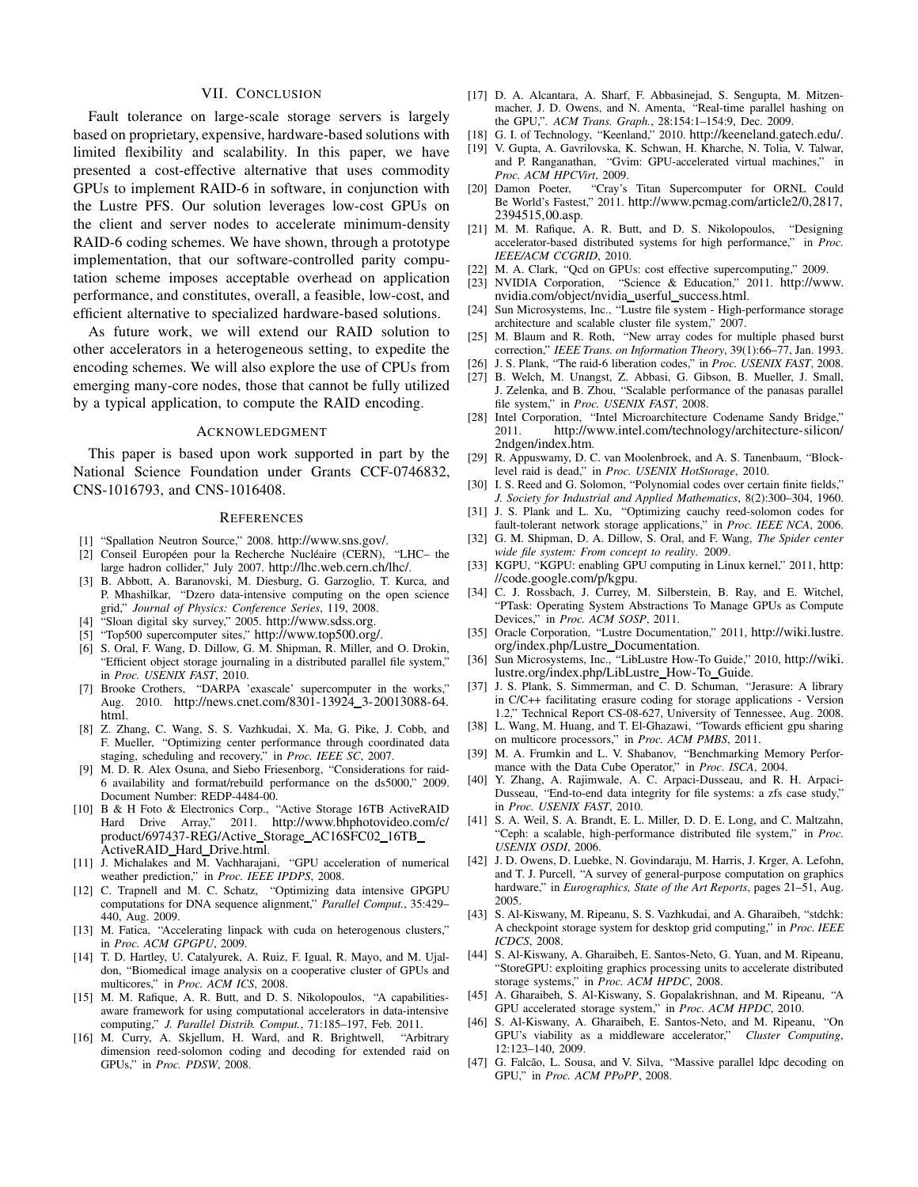## VII. Conclusion

Fault tolerance on large-scale storage servers is largely based on proprietary, expensive, hardware-based solutions with limited flexibility and scalability. In this paper, we have presented a cost-effective alternative that uses commodity GPUs to implement RAID-6 in software, in conjunction with the Lustre PFS. Our solution leverages low-cost GPUs on the client and server nodes to accelerate minimum-density RAID-6 coding schemes. We have shown, through a prototype implementation, that our software-controlled parity computation scheme imposes acceptable overhead on application performance, and constitutes, overall, a feasible, low-cost, and efficient alternative to specialized hardware-based solutions.

As future work, we will extend our RAID solution to other accelerators in a heterogeneous setting, to expedite the encoding schemes. We will also explore the use of CPUs from emerging many-core nodes, those that cannot be fully utilized by a typical application, to compute the RAID encoding.

## Acknowledgment

This paper is based upon work supported in part by the National Science Foundation under Grants CCF-0746832, CNS-1016793, and CNS-1016408.

## References

[1] "Spallation Neutron Source," 2008. http://www.sns.gov/.

[2] Conseil Européen pour la Recherche Nucléaire (CERN), "LHC– the large hadron collider," July 2007. http://lhc.web.cern.ch/lhc/.

[3] B. Abbott, A. Baranovski, M. Diesburg, G. Garzoglio, T. Kurca, and P. Mhashilkar, "Dzero data-intensive computing on the open science grid," *Journal of Physics: Conference Series*, 119, 2008.

[4] "Sloan digital sky survey," 2005. http://www.sdss.org.

[5] "Top500 supercomputer sites," http://www.top500.org/.

[6] S. Oral, F. Wang, D. Dillow, G. M. Shipman, R. Miller, and O. Drokin, "Efficient object storage journaling in a distributed parallel file system," in *Proc. USENIX FAST*, 2010.

[7] Brooke Crothers, "DARPA 'exascale' supercomputer in the works," Aug. 2010. http://news.cnet.com/8301-13924_3-20013088-64.html.

[8] Z. Zhang, C. Wang, S. S. Vazhkudai, X. Ma, G. Pike, J. Cobb, and F. Mueller, "Optimizing center performance through coordinated data staging, scheduling and recovery," in *Proc. IEEE SC*, 2007.

[9] M. D. R. Alex Osuna, and Siebo Friesenborg, "Considerations for raid-6 availability and format/rebuild performance on the ds5000," 2009. Document Number: REDP-4484-00.

[10] B & H Foto & Electronics Corp., "Active Storage 16TB ActiveRAID Hard Drive Array," 2011. http://www.bhphotovideo.com/c/product/697437-REG/Active_Storage_AC16SFC02_16TB_ActiveRAID_Hard_Drive.html.

[11] J. Michalakes and M. Vachharajani, "GPU acceleration of numerical weather prediction," in *Proc. IEEE IPDPS*, 2008.

[12] C. Trapnell and M. C. Schatz, "Optimizing data intensive GPGPU computations for DNA sequence alignment," *Parallel Comput.*, 35:429–440, Aug. 2009.

[13] M. Fatica, "Accelerating linpack with cuda on heterogenous clusters," in *Proc. ACM GPGPU*, 2009.

[14] T. D. Hartley, U. Catalyurek, A. Ruiz, F. Igual, R. Mayo, and M. Ujaldon, "Biomedical image analysis on a cooperative cluster of GPUs and multicores," in *Proc. ACM ICS*, 2008.

[15] M. M. Rafique, A. R. Butt, and D. S. Nikolopoulos, "A capabilities-aware framework for using computational accelerators in data-intensive computing," *J. Parallel Distrib. Comput.*, 71:185–197, Feb. 2011.

[16] M. Curry, A. Skjellum, H. Ward, and R. Brightwell, "Arbitrary dimension reed-solomon coding and decoding for extended raid on GPUs," in *Proc. PDSW*, 2008.

[17] D. A. Alcantara, A. Sharf, F. Abbasinejad, S. Sengupta, M. Mitzenmacher, J. D. Owens, and N. Amenta, "Real-time parallel hashing on the GPU,". *ACM Trans. Graph.*, 28:154:1–154:9, Dec. 2009.

[18] G. I. of Technology, "Keeneland," 2010. http://keeneland.gatech.edu/.

[19] V. Gupta, A. Gavrilovska, K. Schwan, H. Kharche, N. Tolia, V. Talwar, and P. Ranganathan, "Gvim: GPU-accelerated virtual machines," in *Proc. ACM HPCVirt*, 2009.

[20] Damon Poeter, "Cray's Titan Supercomputer for ORNL Could Be World's Fastest," 2011. http://www.pcmag.com/article2/0,2817,2394515,00.asp.

[21] M. M. Rafique, A. R. Butt, and D. S. Nikolopoulos, "Designing accelerator-based distributed systems for high performance," in *Proc. IEEE/ACM CCGRID*, 2010.

[22] M. A. Clark, "Qcd on GPUs: cost effective supercomputing," 2009.

[23] NVIDIA Corporation, "Science & Education," 2011. http://www.nvidia.com/object/nvidia_userful_success.html.

[24] Sun Microsystems, Inc., "Lustre file system - High-performance storage architecture and scalable cluster file system," 2007.

[25] M. Blaum and R. Roth, "New array codes for multiple phased burst correction," *IEEE Trans. on Information Theory*, 39(1):66–77, Jan. 1993.

[26] J. S. Plank, "The raid-6 liberation codes," in *Proc. USENIX FAST*, 2008.

[27] B. Welch, M. Unangst, Z. Abbasi, G. Gibson, B. Mueller, J. Small, J. Zelenka, and B. Zhou, "Scalable performance of the panasas parallel file system," in *Proc. USENIX FAST*, 2008.

[28] Intel Corporation, "Intel Microarchitecture Codename Sandy Bridge," 2011. http://www.intel.com/technology/architecture-silicon/2ndgen/index.htm.

[29] R. Appuswamy, D. C. van Moolenbroek, and A. S. Tanenbaum, "Block-level raid is dead," in *Proc. USENIX HotStorage*, 2010.

[30] I. S. Reed and G. Solomon, "Polynomial codes over certain finite fields," *J. Society for Industrial and Applied Mathematics*, 8(2):300–304, 1960.

[31] J. S. Plank and L. Xu, "Optimizing cauchy reed-solomon codes for fault-tolerant network storage applications," in *Proc. IEEE NCA*, 2006.

[32] G. M. Shipman, D. A. Dillow, S. Oral, and F. Wang, *The Spider center wide file system: From concept to reality*. 2009.

[33] KGPU, "KGPU: enabling GPU computing in Linux kernel," 2011, http://code.google.com/p/kgpu.

[34] C. J. Rossbach, J. Currey, M. Silberstein, B. Ray, and E. Witchel, "PTask: Operating System Abstractions To Manage GPUs as Compute Devices," in *Proc. ACM SOSP*, 2011.

[35] Oracle Corporation, "Lustre Documentation," 2011, http://wiki.lustre.org/index.php/Lustre_Documentation.

[36] Sun Microsystems, Inc., "LibLustre How-To Guide," 2010, http://wiki.lustre.org/index.php/LibLustre_How-To_Guide.

[37] J. S. Plank, S. Simmerman, and C. D. Schuman, "Jerasure: A library in C/C++ facilitating erasure coding for storage applications - Version 1.2," Technical Report CS-08-627, University of Tennessee, Aug. 2008.

[38] L. Wang, M. Huang, and T. El-Ghazawi, "Towards efficient gpu sharing on multicore processors," in *Proc. ACM PMBS*, 2011.

[39] M. A. Frumkin and L. V. Shabanov, "Benchmarking Memory Performance with the Data Cube Operator," in *Proc. ISCA*, 2004.

[40] Y. Zhang, A. Rajimwale, A. C. Arpaci-Dusseau, and R. H. Arpaci-Dusseau, "End-to-end data integrity for file systems: a zfs case study," in *Proc. USENIX FAST*, 2010.

[41] S. A. Weil, S. A. Brandt, E. L. Miller, D. D. E. Long, and C. Maltzahn, "Ceph: a scalable, high-performance distributed file system," in *Proc. USENIX OSDI*, 2006.

[42] J. D. Owens, D. Luebke, N. Govindaraju, M. Harris, J. Krger, A. Lefohn, and T. J. Purcell, "A survey of general-purpose computation on graphics hardware," in *Eurographics, State of the Art Reports*, pages 21–51, Aug. 2005.

[43] S. Al-Kiswany, M. Ripeanu, S. S. Vazhkudai, and A. Gharaibeh, "stdchk: A checkpoint storage system for desktop grid computing," in *Proc. IEEE ICDCS*, 2008.

[44] S. Al-Kiswany, A. Gharaibeh, E. Santos-Neto, G. Yuan, and M. Ripeanu, "StoreGPU: exploiting graphics processing units to accelerate distributed storage systems," in *Proc. ACM HPDC*, 2008.

[45] A. Gharaibeh, S. Al-Kiswany, S. Gopalakrishnan, and M. Ripeanu, "A GPU accelerated storage system," in *Proc. ACM HPDC*, 2010.

[46] S. Al-Kiswany, A. Gharaibeh, E. Santos-Neto, and M. Ripeanu, "On GPU's viability as a middleware accelerator," *Cluster Computing*, 12:123–140, 2009.

[47] G. Falcão, L. Sousa, and V. Silva, "Massive parallel ldpc decoding on GPU," in *Proc. ACM PPoPP*, 2008.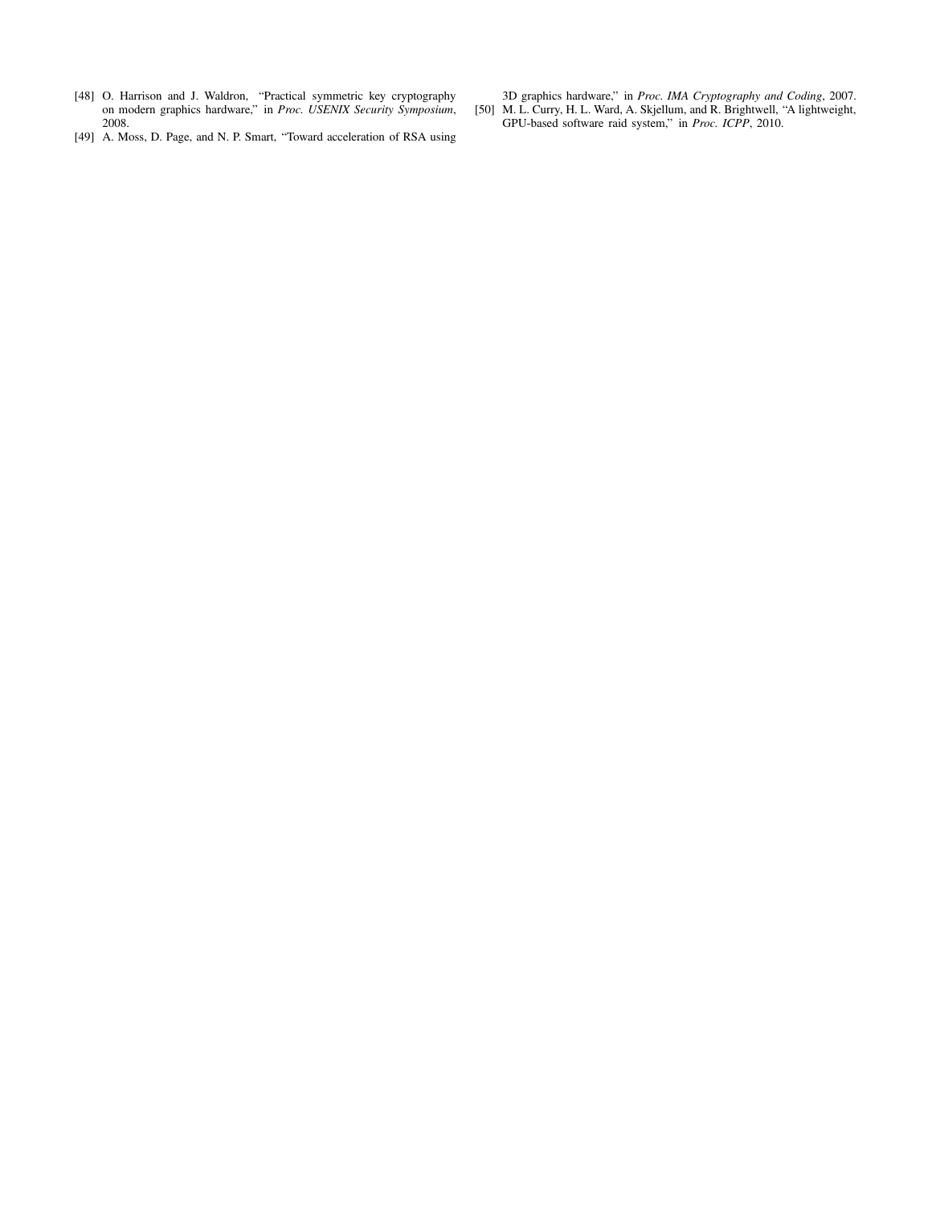[48] O. Harrison and J. Waldron, "Practical symmetric key cryptography on modern graphics hardware," in *Proc. USENIX Security Symposium*, 2008.

[49] A. Moss, D. Page, and N. P. Smart, "Toward acceleration of RSA using 3D graphics hardware," in *Proc. IMA Cryptography and Coding*, 2007.

[50] M. L. Curry, H. L. Ward, A. Skjellum, and R. Brightwell, "A lightweight, GPU-based software raid system," in *Proc. ICPP*, 2010.